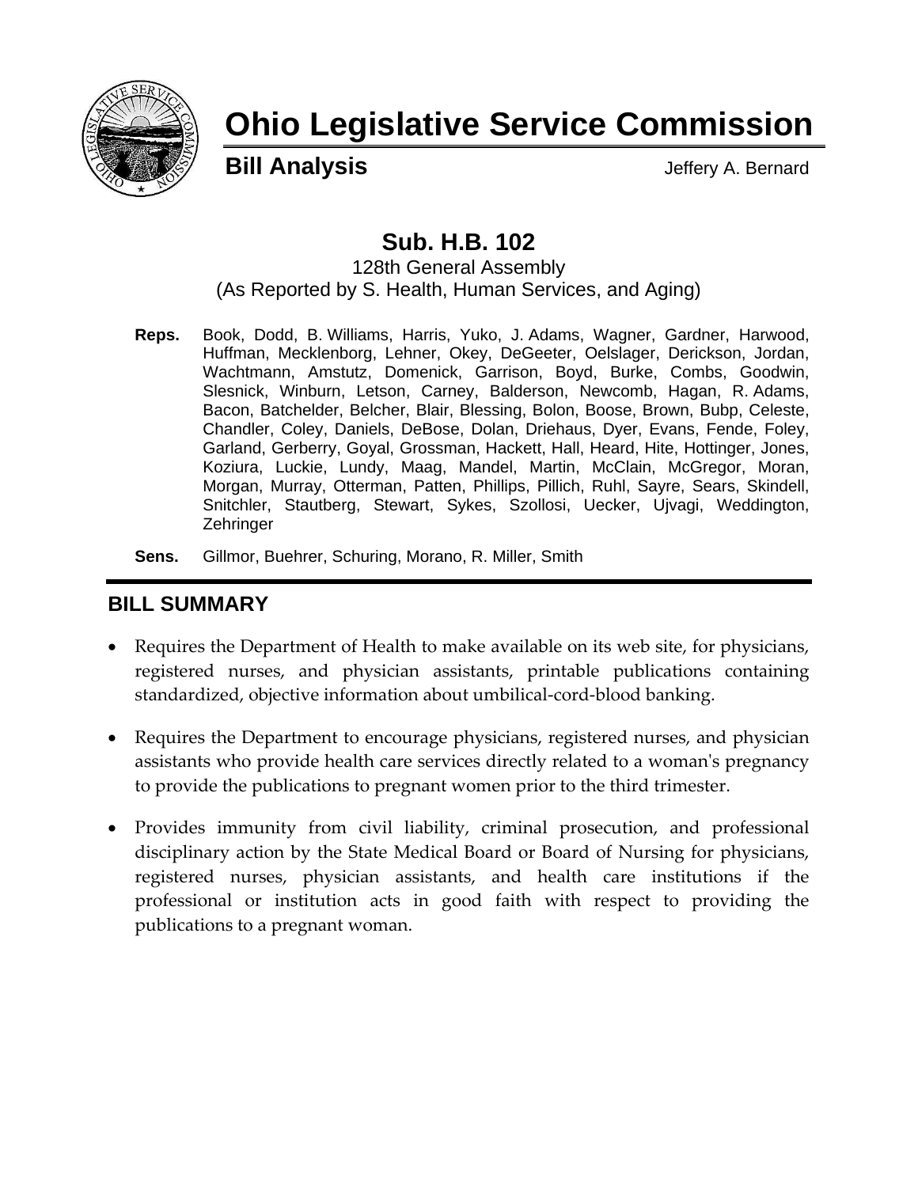# Ohio Legislative Service Commission

**Bill Analysis** Jeffery A. Bernard

## Sub. H.B. 102

128th General Assembly
(As Reported by S. Health, Human Services, and Aging)

**Reps.** Book, Dodd, B. Williams, Harris, Yuko, J. Adams, Wagner, Gardner, Harwood, Huffman, Mecklenborg, Lehner, Okey, DeGeeter, Oelslager, Derickson, Jordan, Wachtmann, Amstutz, Domenick, Garrison, Boyd, Burke, Combs, Goodwin, Slesnick, Winburn, Letson, Carney, Balderson, Newcomb, Hagan, R. Adams, Bacon, Batchelder, Belcher, Blair, Blessing, Bolon, Boose, Brown, Bubp, Celeste, Chandler, Coley, Daniels, DeBose, Dolan, Driehaus, Dyer, Evans, Fende, Foley, Garland, Gerberry, Goyal, Grossman, Hackett, Hall, Heard, Hite, Hottinger, Jones, Koziura, Luckie, Lundy, Maag, Mandel, Martin, McClain, McGregor, Moran, Morgan, Murray, Otterman, Patten, Phillips, Pillich, Ruhl, Sayre, Sears, Skindell, Snitchler, Stautberg, Stewart, Sykes, Szollosi, Uecker, Ujvagi, Weddington, Zehringer

**Sens.** Gillmor, Buehrer, Schuring, Morano, R. Miller, Smith

## BILL SUMMARY

- Requires the Department of Health to make available on its web site, for physicians, registered nurses, and physician assistants, printable publications containing standardized, objective information about umbilical-cord-blood banking.
- Requires the Department to encourage physicians, registered nurses, and physician assistants who provide health care services directly related to a woman's pregnancy to provide the publications to pregnant women prior to the third trimester.
- Provides immunity from civil liability, criminal prosecution, and professional disciplinary action by the State Medical Board or Board of Nursing for physicians, registered nurses, physician assistants, and health care institutions if the professional or institution acts in good faith with respect to providing the publications to a pregnant woman.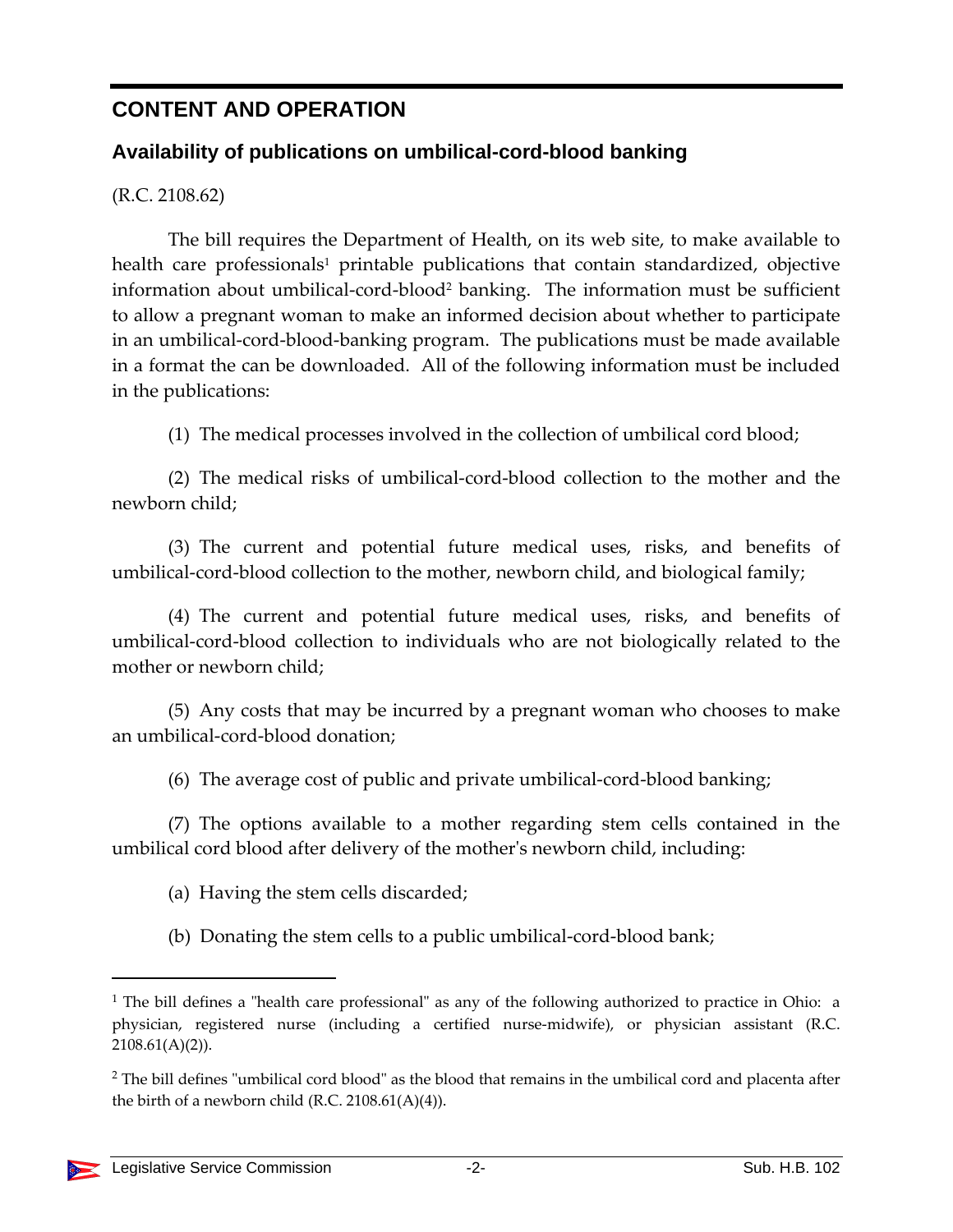## CONTENT AND OPERATION

### Availability of publications on umbilical-cord-blood banking

(R.C. 2108.62)

The bill requires the Department of Health, on its web site, to make available to health care professionals[1] printable publications that contain standardized, objective information about umbilical-cord-blood[2] banking. The information must be sufficient to allow a pregnant woman to make an informed decision about whether to participate in an umbilical-cord-blood-banking program. The publications must be made available in a format the can be downloaded. All of the following information must be included in the publications:

(1) The medical processes involved in the collection of umbilical cord blood;

(2) The medical risks of umbilical-cord-blood collection to the mother and the newborn child;

(3) The current and potential future medical uses, risks, and benefits of umbilical-cord-blood collection to the mother, newborn child, and biological family;

(4) The current and potential future medical uses, risks, and benefits of umbilical-cord-blood collection to individuals who are not biologically related to the mother or newborn child;

(5) Any costs that may be incurred by a pregnant woman who chooses to make an umbilical-cord-blood donation;

(6) The average cost of public and private umbilical-cord-blood banking;

(7) The options available to a mother regarding stem cells contained in the umbilical cord blood after delivery of the mother's newborn child, including:

(a) Having the stem cells discarded;

(b) Donating the stem cells to a public umbilical-cord-blood bank;

---

[1] The bill defines a "health care professional" as any of the following authorized to practice in Ohio: a physician, registered nurse (including a certified nurse-midwife), or physician assistant (R.C. 2108.61(A)(2)).

[2] The bill defines "umbilical cord blood" as the blood that remains in the umbilical cord and placenta after the birth of a newborn child (R.C. 2108.61(A)(4)).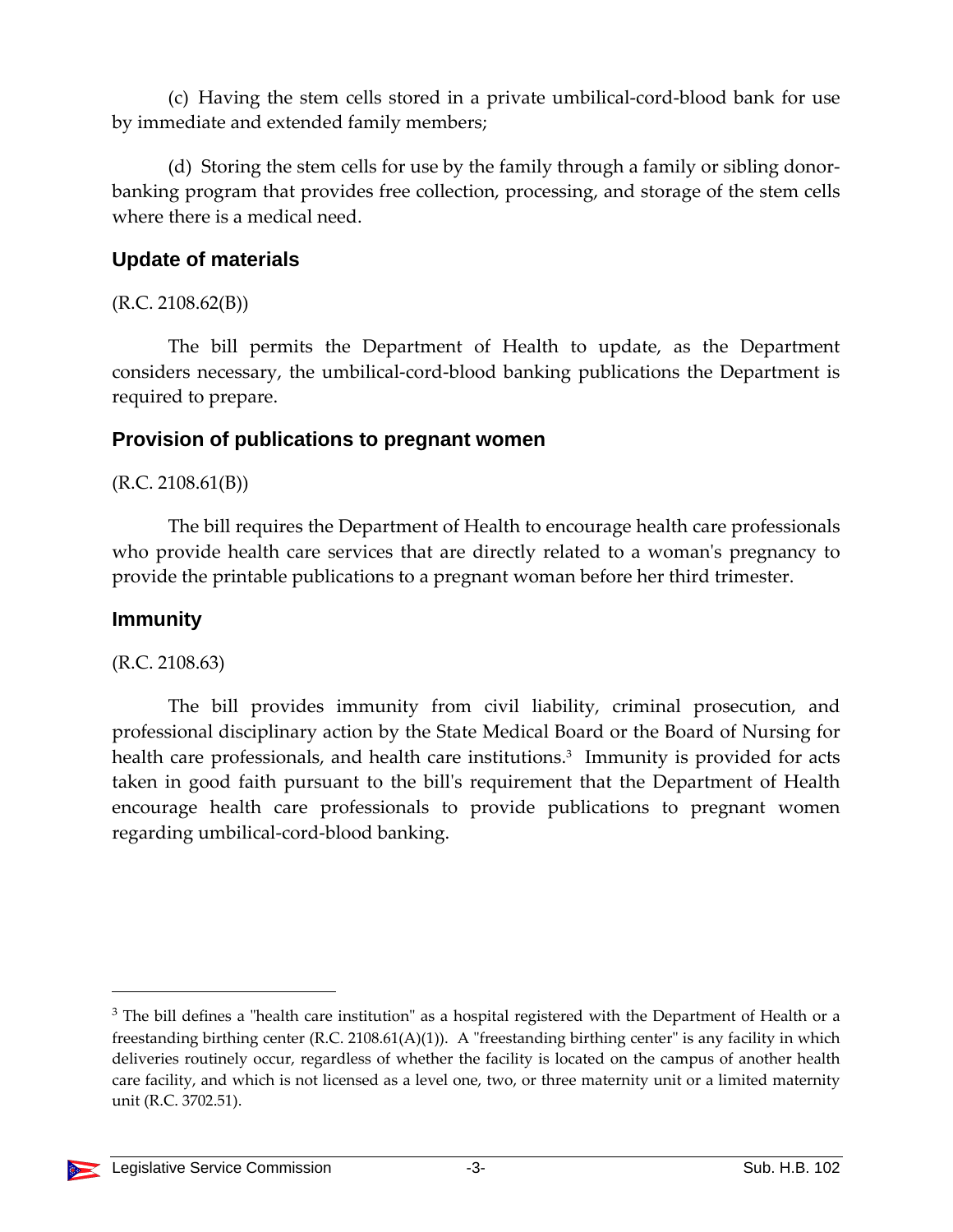(c) Having the stem cells stored in a private umbilical-cord-blood bank for use by immediate and extended family members;

(d) Storing the stem cells for use by the family through a family or sibling donor-banking program that provides free collection, processing, and storage of the stem cells where there is a medical need.

## Update of materials

(R.C. 2108.62(B))

The bill permits the Department of Health to update, as the Department considers necessary, the umbilical-cord-blood banking publications the Department is required to prepare.

## Provision of publications to pregnant women

(R.C. 2108.61(B))

The bill requires the Department of Health to encourage health care professionals who provide health care services that are directly related to a woman's pregnancy to provide the printable publications to a pregnant woman before her third trimester.

## Immunity

(R.C. 2108.63)

The bill provides immunity from civil liability, criminal prosecution, and professional disciplinary action by the State Medical Board or the Board of Nursing for health care professionals, and health care institutions.[3] Immunity is provided for acts taken in good faith pursuant to the bill's requirement that the Department of Health encourage health care professionals to provide publications to pregnant women regarding umbilical-cord-blood banking.

---

[3] The bill defines a "health care institution" as a hospital registered with the Department of Health or a freestanding birthing center (R.C. 2108.61(A)(1)). A "freestanding birthing center" is any facility in which deliveries routinely occur, regardless of whether the facility is located on the campus of another health care facility, and which is not licensed as a level one, two, or three maternity unit or a limited maternity unit (R.C. 3702.51).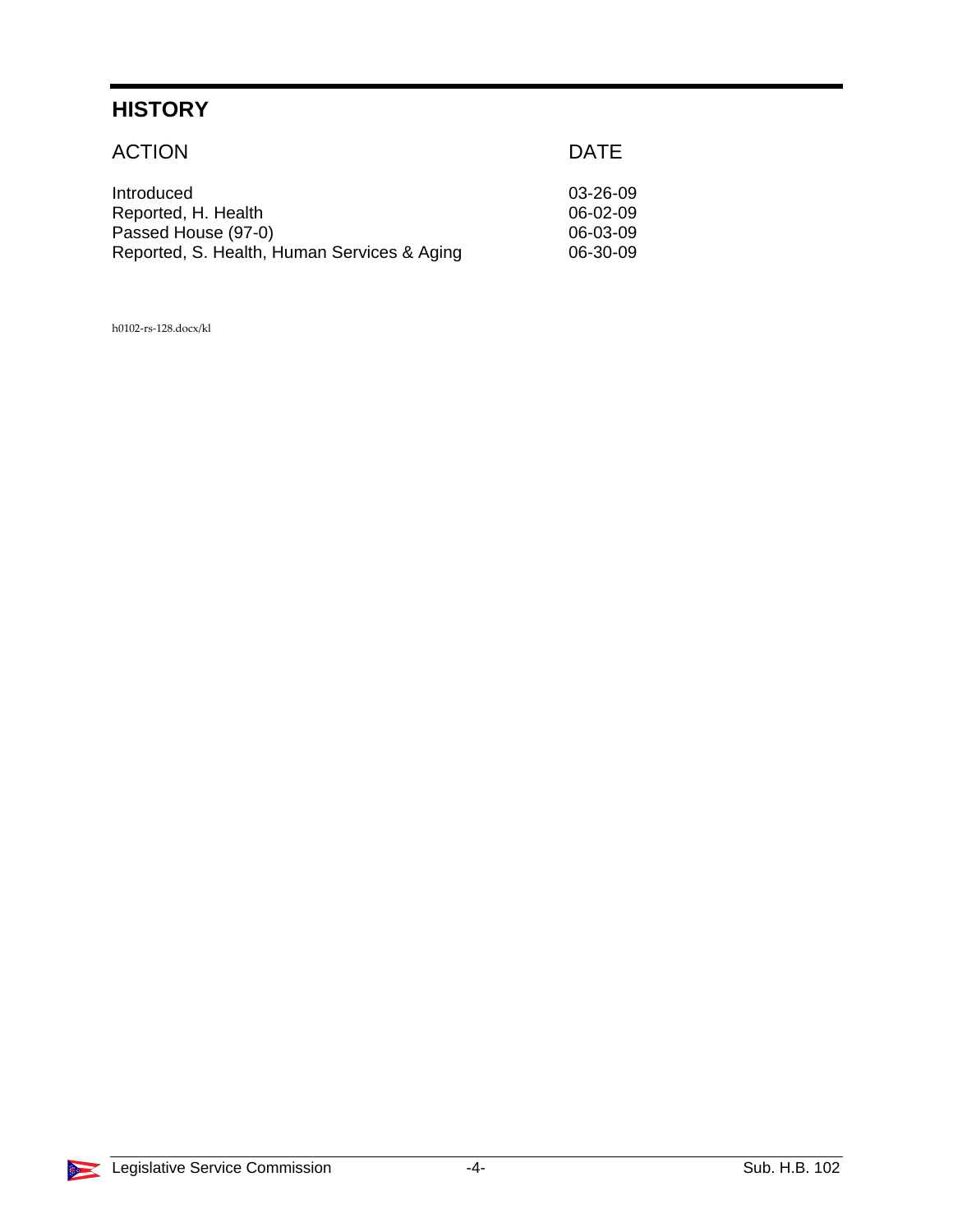## HISTORY

| ACTION | DATE |
|---|---|
| Introduced | 03-26-09 |
| Reported, H. Health | 06-02-09 |
| Passed House (97-0) | 06-03-09 |
| Reported, S. Health, Human Services & Aging | 06-30-09 |

h0102-rs-128.docx/kl